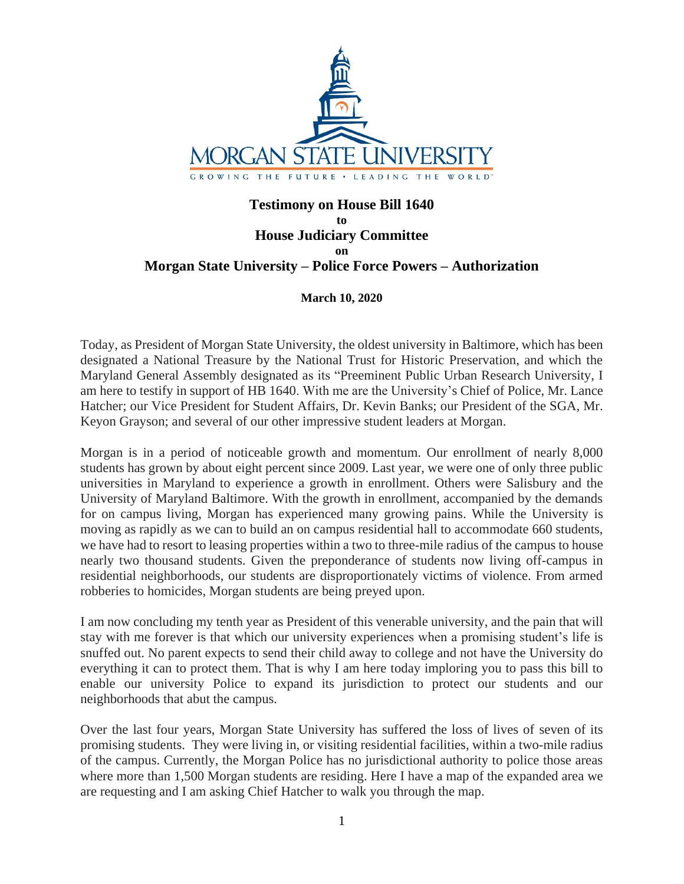MORGAN STATE UNIVERSITY

GROWING THE FUTURE • LEADING THE WORLD

**Testimony on House Bill 1640**

**to**

**House Judiciary Committee**

**on**

**Morgan State University – Police Force Powers – Authorization**

**March 10, 2020**

Today, as President of Morgan State University, the oldest university in Baltimore, which has been designated a National Treasure by the National Trust for Historic Preservation, and which the Maryland General Assembly designated as its "Preeminent Public Urban Research University, I am here to testify in support of HB 1640. With me are the University's Chief of Police, Mr. Lance Hatcher; our Vice President for Student Affairs, Dr. Kevin Banks; our President of the SGA, Mr. Keyon Grayson; and several of our other impressive student leaders at Morgan.

Morgan is in a period of noticeable growth and momentum. Our enrollment of nearly 8,000 students has grown by about eight percent since 2009. Last year, we were one of only three public universities in Maryland to experience a growth in enrollment. Others were Salisbury and the University of Maryland Baltimore. With the growth in enrollment, accompanied by the demands for on campus living, Morgan has experienced many growing pains. While the University is moving as rapidly as we can to build an on campus residential hall to accommodate 660 students, we have had to resort to leasing properties within a two to three-mile radius of the campus to house nearly two thousand students. Given the preponderance of students now living off-campus in residential neighborhoods, our students are disproportionately victims of violence. From armed robberies to homicides, Morgan students are being preyed upon.

I am now concluding my tenth year as President of this venerable university, and the pain that will stay with me forever is that which our university experiences when a promising student's life is snuffed out. No parent expects to send their child away to college and not have the University do everything it can to protect them. That is why I am here today imploring you to pass this bill to enable our university Police to expand its jurisdiction to protect our students and our neighborhoods that abut the campus.

Over the last four years, Morgan State University has suffered the loss of lives of seven of its promising students. They were living in, or visiting residential facilities, within a two-mile radius of the campus. Currently, the Morgan Police has no jurisdictional authority to police those areas where more than 1,500 Morgan students are residing. Here I have a map of the expanded area we are requesting and I am asking Chief Hatcher to walk you through the map.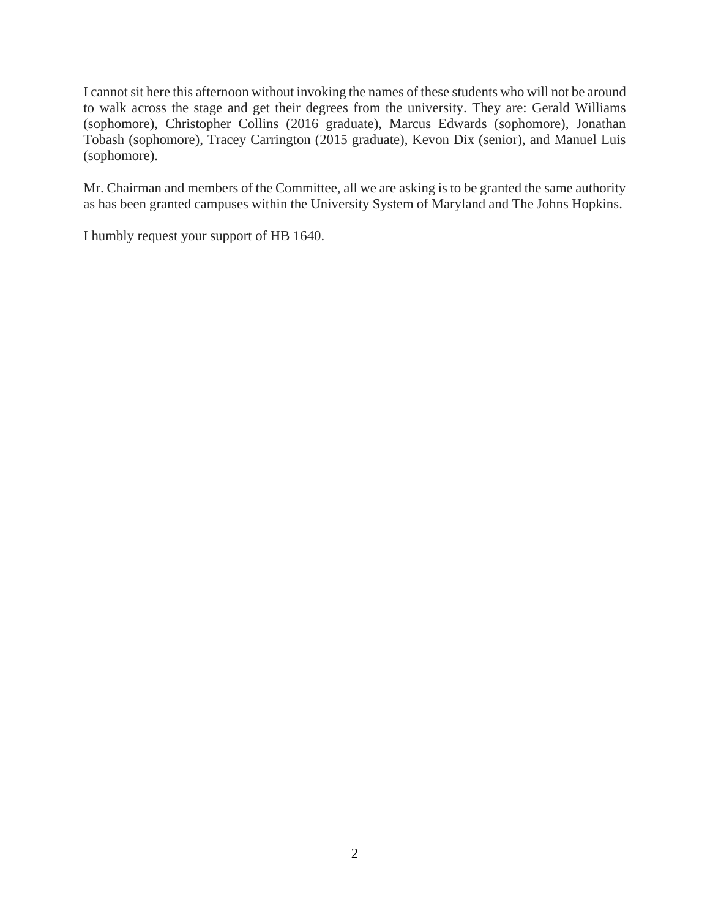I cannot sit here this afternoon without invoking the names of these students who will not be around to walk across the stage and get their degrees from the university. They are: Gerald Williams (sophomore), Christopher Collins (2016 graduate), Marcus Edwards (sophomore), Jonathan Tobash (sophomore), Tracey Carrington (2015 graduate), Kevon Dix (senior), and Manuel Luis (sophomore).

Mr. Chairman and members of the Committee, all we are asking is to be granted the same authority as has been granted campuses within the University System of Maryland and The Johns Hopkins.

I humbly request your support of HB 1640.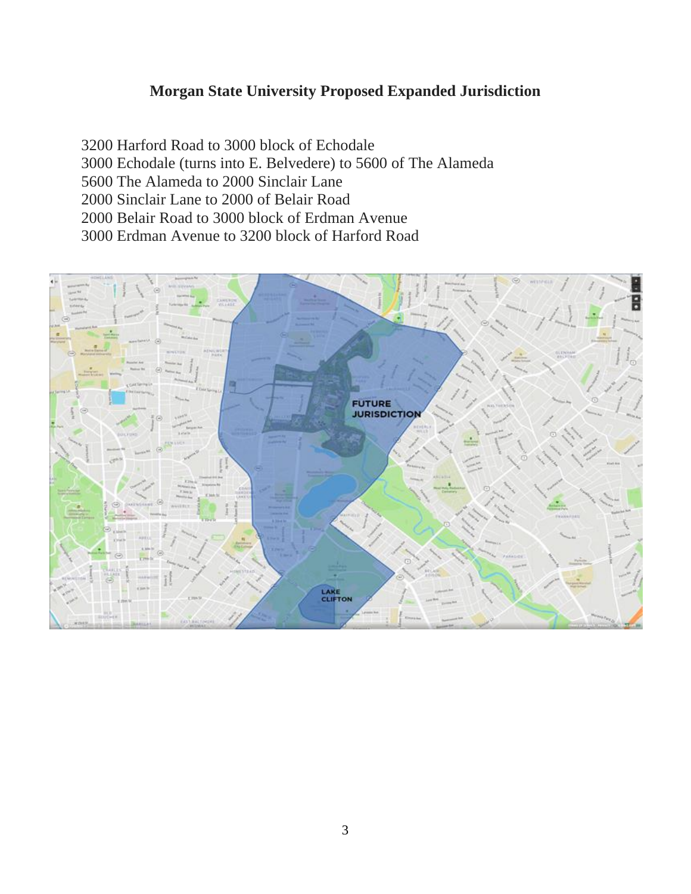## Morgan State University Proposed Expanded Jurisdiction

3200 Harford Road to 3000 block of Echodale
3000 Echodale (turns into E. Belvedere) to 5600 of The Alameda
5600 The Alameda to 2000 Sinclair Lane
2000 Sinclair Lane to 2000 of Belair Road
2000 Belair Road to 3000 block of Erdman Avenue
3000 Erdman Avenue to 3200 block of Harford Road

FUTURE JURISDICTION

LAKE CLIFTON